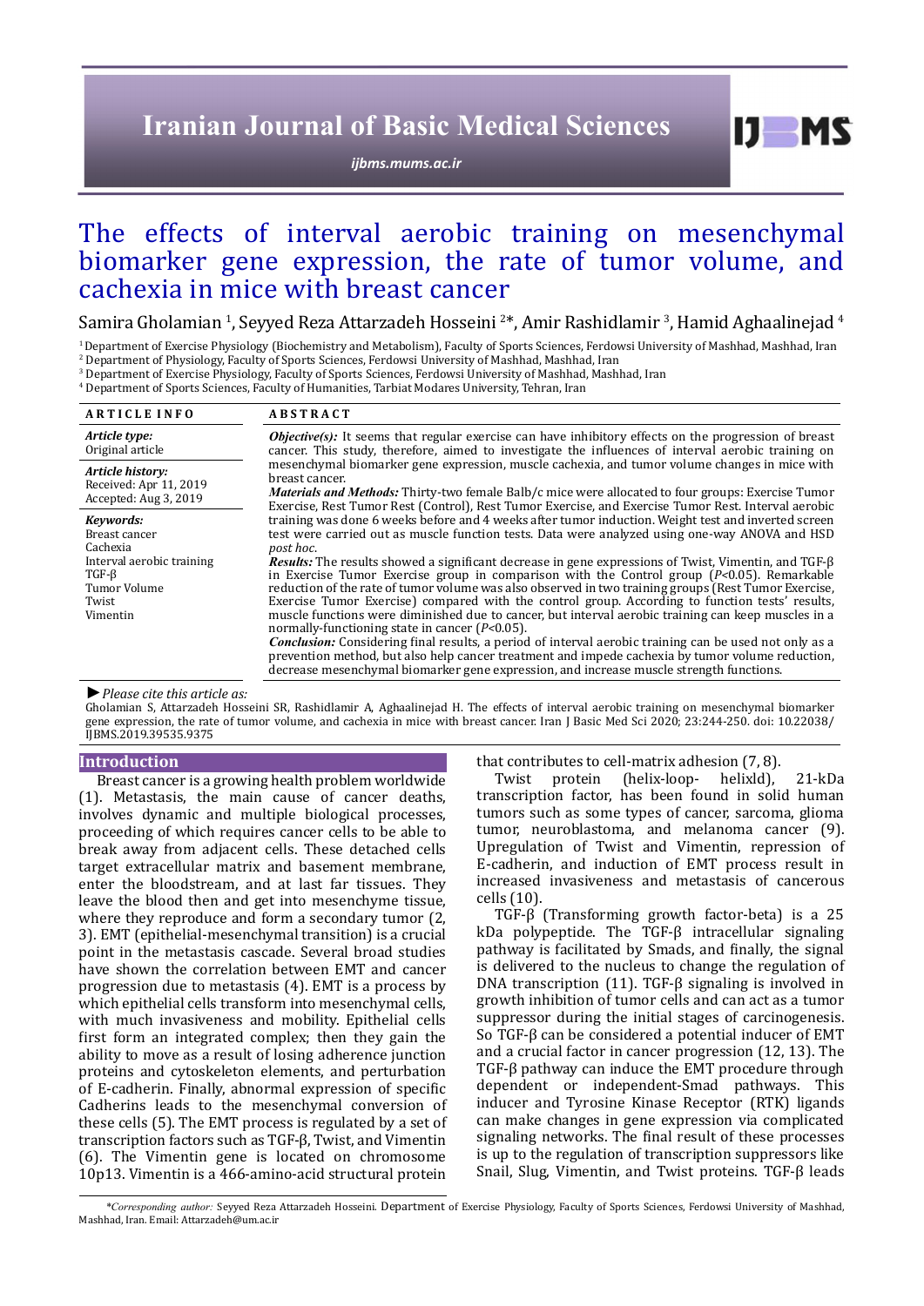# The effects of interval aerobic training on mesenchymal biomarker gene expression, the rate of tumor volume, and cachexia in mice with breast cancer

Samira Gholamian [1], Seyyed Reza Attarzadeh Hosseini [2]*, Amir Rashidlamir [3], Hamid Aghaalinejad [4]

[1] Department of Exercise Physiology (Biochemistry and Metabolism), Faculty of Sports Sciences, Ferdowsi University of Mashhad, Mashhad, Iran
[2] Department of Physiology, Faculty of Sports Sciences, Ferdowsi University of Mashhad, Mashhad, Iran
[3] Department of Exercise Physiology, Faculty of Sports Sciences, Ferdowsi University of Mashhad, Mashhad, Iran
[4] Department of Sports Sciences, Faculty of Humanities, Tarbiat Modares University, Tehran, Iran

| ARTICLE INFO | ABSTRACT |
|---|---|
| ***Article type:*** Original article<br><br>***Article history:*** Received: Apr 11, 2019 Accepted: Aug 3, 2019<br><br>***Keywords:*** Breast cancer, Cachexia, Interval aerobic training, TGF-β, Tumor Volume, Twist, Vimentin | ***Objective(s):*** It seems that regular exercise can have inhibitory effects on the progression of breast cancer. This study, therefore, aimed to investigate the influences of interval aerobic training on mesenchymal biomarker gene expression, muscle cachexia, and tumor volume changes in mice with breast cancer.<br>***Materials and Methods:*** Thirty-two female Balb/c mice were allocated to four groups: Exercise Tumor Exercise, Rest Tumor Rest (Control), Rest Tumor Exercise, and Exercise Tumor Rest. Interval aerobic training was done 6 weeks before and 4 weeks after tumor induction. Weight test and inverted screen test were carried out as muscle function tests. Data were analyzed using one-way ANOVA and HSD *post hoc*.<br>***Results:*** The results showed a significant decrease in gene expressions of Twist, Vimentin, and TGF-β in Exercise Tumor Exercise group in comparison with the Control group ($P$<0.05). Remarkable reduction of the rate of tumor volume was also observed in two training groups (Rest Tumor Exercise, Exercise Tumor Exercise) compared with the control group. According to function tests' results, muscle functions were diminished due to cancer, but interval aerobic training can keep muscles in a normally-functioning state in cancer ($P$<0.05).<br>***Conclusion:*** Considering final results, a period of interval aerobic training can be used not only as a prevention method, but also help cancer treatment and impede cachexia by tumor volume reduction, decrease mesenchymal biomarker gene expression, and increase muscle strength functions. |

► *Please cite this article as:*
Gholamian S, Attarzadeh Hosseini SR, Rashidlamir A, Aghaalinejad H. The effects of interval aerobic training on mesenchymal biomarker gene expression, the rate of tumor volume, and cachexia in mice with breast cancer. Iran J Basic Med Sci 2020; 23:244-250. doi: 10.22038/IJBMS.2019.39535.9375

## Introduction

Breast cancer is a growing health problem worldwide (1). Metastasis, the main cause of cancer deaths, involves dynamic and multiple biological processes, proceeding of which requires cancer cells to be able to break away from adjacent cells. These detached cells target extracellular matrix and basement membrane, enter the bloodstream, and at last far tissues. They leave the blood then and get into mesenchyme tissue, where they reproduce and form a secondary tumor (2, 3). EMT (epithelial-mesenchymal transition) is a crucial point in the metastasis cascade. Several broad studies have shown the correlation between EMT and cancer progression due to metastasis (4). EMT is a process by which epithelial cells transform into mesenchymal cells, with much invasiveness and mobility. Epithelial cells first form an integrated complex; then they gain the ability to move as a result of losing adherence junction proteins and cytoskeleton elements, and perturbation of E-cadherin. Finally, abnormal expression of specific Cadherins leads to the mesenchymal conversion of these cells (5). The EMT process is regulated by a set of transcription factors such as TGF-β, Twist, and Vimentin (6). The Vimentin gene is located on chromosome 10p13. Vimentin is a 466-amino-acid structural protein that contributes to cell-matrix adhesion (7, 8).

Twist protein (helix-loop- helixld), 21-kDa transcription factor, has been found in solid human tumors such as some types of cancer, sarcoma, glioma tumor, neuroblastoma, and melanoma cancer (9). Upregulation of Twist and Vimentin, repression of E-cadherin, and induction of EMT process result in increased invasiveness and metastasis of cancerous cells (10).

TGF-β (Transforming growth factor-beta) is a 25 kDa polypeptide. The TGF-β intracellular signaling pathway is facilitated by Smads, and finally, the signal is delivered to the nucleus to change the regulation of DNA transcription (11). TGF-β signaling is involved in growth inhibition of tumor cells and can act as a tumor suppressor during the initial stages of carcinogenesis. So TGF-β can be considered a potential inducer of EMT and a crucial factor in cancer progression (12, 13). The TGF-β pathway can induce the EMT procedure through dependent or independent-Smad pathways. This inducer and Tyrosine Kinase Receptor (RTK) ligands can make changes in gene expression via complicated signaling networks. The final result of these processes is up to the regulation of transcription suppressors like Snail, Slug, Vimentin, and Twist proteins. TGF-β leads

*\*Corresponding author:* Seyyed Reza Attarzadeh Hosseini. Department of Exercise Physiology, Faculty of Sports Sciences, Ferdowsi University of Mashhad, Mashhad, Iran. Email: Attarzadeh@um.ac.ir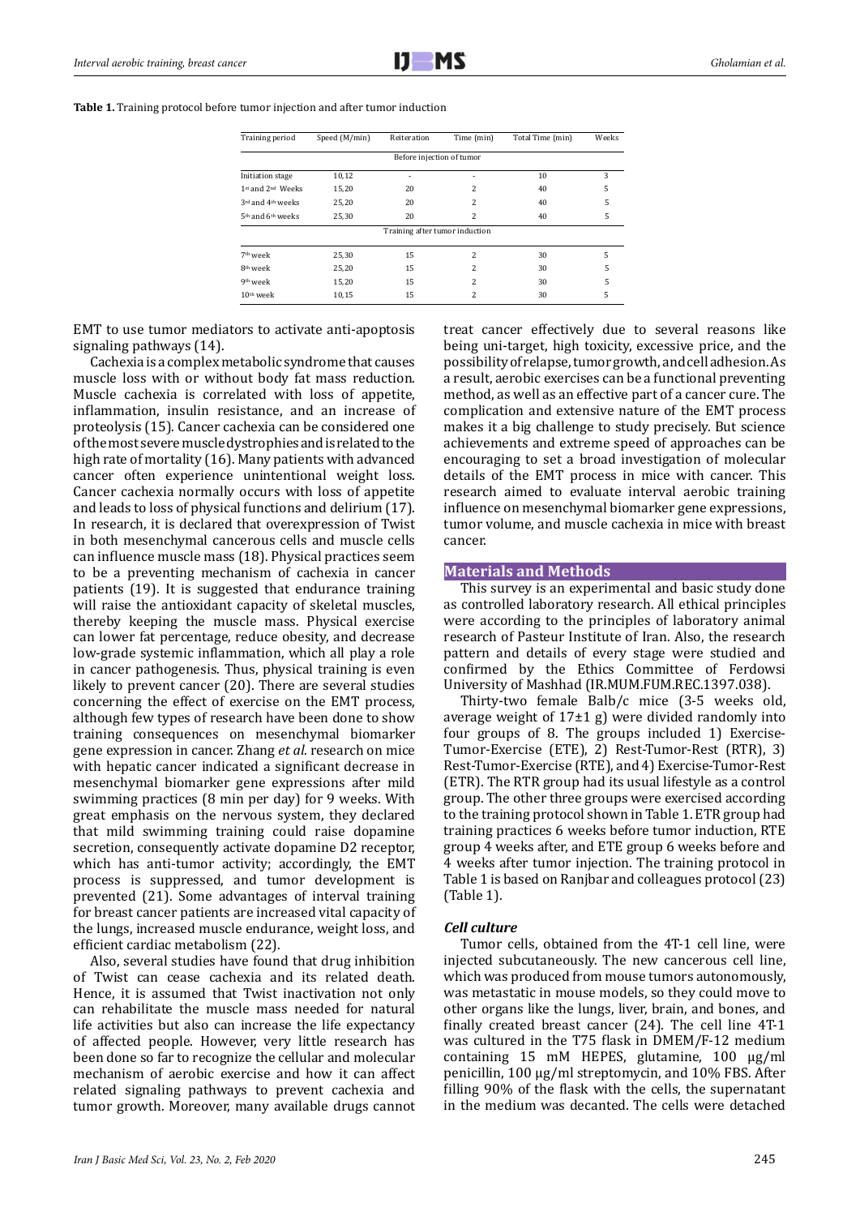**Table 1.** Training protocol before tumor injection and after tumor induction

| Training period | Speed (M/min) | Reiteration | Time (min) | Total Time (min) | Weeks |
|---|---|---|---|---|---|
| Before injection of tumor | | | | | |
| Initiation stage | 10,12 | - | - | 10 | 3 |
| 1st and 2nd Weeks | 15,20 | 20 | 2 | 40 | 5 |
| 3rd and 4th weeks | 25,20 | 20 | 2 | 40 | 5 |
| 5th and 6th weeks | 25,30 | 20 | 2 | 40 | 5 |
| Training after tumor induction | | | | | |
| 7th week | 25,30 | 15 | 2 | 30 | 5 |
| 8th week | 25,20 | 15 | 2 | 30 | 5 |
| 9th week | 15,20 | 15 | 2 | 30 | 5 |
| 10th week | 10,15 | 15 | 2 | 30 | 5 |

EMT to use tumor mediators to activate anti-apoptosis signaling pathways (14).

Cachexia is a complex metabolic syndrome that causes muscle loss with or without body fat mass reduction. Muscle cachexia is correlated with loss of appetite, inflammation, insulin resistance, and an increase of proteolysis (15). Cancer cachexia can be considered one of the most severe muscle dystrophies and is related to the high rate of mortality (16). Many patients with advanced cancer often experience unintentional weight loss. Cancer cachexia normally occurs with loss of appetite and leads to loss of physical functions and delirium (17). In research, it is declared that overexpression of Twist in both mesenchymal cancerous cells and muscle cells can influence muscle mass (18). Physical practices seem to be a preventing mechanism of cachexia in cancer patients (19). It is suggested that endurance training will raise the antioxidant capacity of skeletal muscles, thereby keeping the muscle mass. Physical exercise can lower fat percentage, reduce obesity, and decrease low-grade systemic inflammation, which all play a role in cancer pathogenesis. Thus, physical training is even likely to prevent cancer (20). There are several studies concerning the effect of exercise on the EMT process, although few types of research have been done to show training consequences on mesenchymal biomarker gene expression in cancer. Zhang *et al.* research on mice with hepatic cancer indicated a significant decrease in mesenchymal biomarker gene expressions after mild swimming practices (8 min per day) for 9 weeks. With great emphasis on the nervous system, they declared that mild swimming training could raise dopamine secretion, consequently activate dopamine D2 receptor, which has anti-tumor activity; accordingly, the EMT process is suppressed, and tumor development is prevented (21). Some advantages of interval training for breast cancer patients are increased vital capacity of the lungs, increased muscle endurance, weight loss, and efficient cardiac metabolism (22).

Also, several studies have found that drug inhibition of Twist can cease cachexia and its related death. Hence, it is assumed that Twist inactivation not only can rehabilitate the muscle mass needed for natural life activities but also can increase the life expectancy of affected people. However, very little research has been done so far to recognize the cellular and molecular mechanism of aerobic exercise and how it can affect related signaling pathways to prevent cachexia and tumor growth. Moreover, many available drugs cannot treat cancer effectively due to several reasons like being uni-target, high toxicity, excessive price, and the possibility of relapse, tumor growth, and cell adhesion. As a result, aerobic exercises can be a functional preventing method, as well as an effective part of a cancer cure. The complication and extensive nature of the EMT process makes it a big challenge to study precisely. But science achievements and extreme speed of approaches can be encouraging to set a broad investigation of molecular details of the EMT process in mice with cancer. This research aimed to evaluate interval aerobic training influence on mesenchymal biomarker gene expressions, tumor volume, and muscle cachexia in mice with breast cancer.

## Materials and Methods

This survey is an experimental and basic study done as controlled laboratory research. All ethical principles were according to the principles of laboratory animal research of Pasteur Institute of Iran. Also, the research pattern and details of every stage were studied and confirmed by the Ethics Committee of Ferdowsi University of Mashhad (IR.MUM.FUM.REC.1397.038).

Thirty-two female Balb/c mice (3-5 weeks old, average weight of 17±1 g) were divided randomly into four groups of 8. The groups included 1) Exercise-Tumor-Exercise (ETE), 2) Rest-Tumor-Rest (RTR), 3) Rest-Tumor-Exercise (RTE), and 4) Exercise-Tumor-Rest (ETR). The RTR group had its usual lifestyle as a control group. The other three groups were exercised according to the training protocol shown in Table 1. ETR group had training practices 6 weeks before tumor induction, RTE group 4 weeks after, and ETE group 6 weeks before and 4 weeks after tumor injection. The training protocol in Table 1 is based on Ranjbar and colleagues protocol (23) (Table 1).

### *Cell culture*

Tumor cells, obtained from the 4T-1 cell line, were injected subcutaneously. The new cancerous cell line, which was produced from mouse tumors autonomously, was metastatic in mouse models, so they could move to other organs like the lungs, liver, brain, and bones, and finally created breast cancer (24). The cell line 4T-1 was cultured in the T75 flask in DMEM/F-12 medium containing 15 mM HEPES, glutamine, 100 μg/ml penicillin, 100 μg/ml streptomycin, and 10% FBS. After filling 90% of the flask with the cells, the supernatant in the medium was decanted. The cells were detached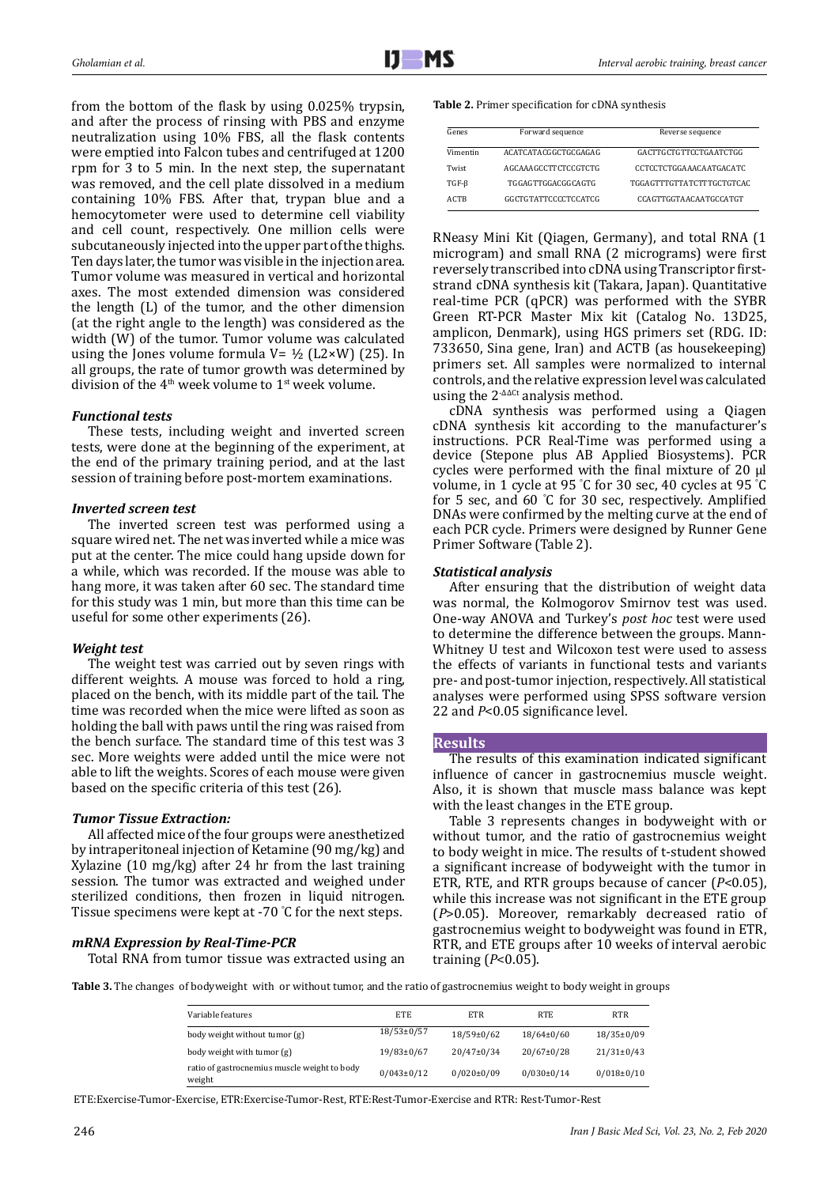from the bottom of the flask by using 0.025% trypsin, and after the process of rinsing with PBS and enzyme neutralization using 10% FBS, all the flask contents were emptied into Falcon tubes and centrifuged at 1200 rpm for 3 to 5 min. In the next step, the supernatant was removed, and the cell plate dissolved in a medium containing 10% FBS. After that, trypan blue and a hemocytometer were used to determine cell viability and cell count, respectively. One million cells were subcutaneously injected into the upper part of the thighs. Ten days later, the tumor was visible in the injection area. Tumor volume was measured in vertical and horizontal axes. The most extended dimension was considered the length (L) of the tumor, and the other dimension (at the right angle to the length) was considered as the width (W) of the tumor. Tumor volume was calculated using the Jones volume formula V= ½ (L2×W) (25). In all groups, the rate of tumor growth was determined by division of the 4th week volume to 1st week volume.

### *Functional tests*

These tests, including weight and inverted screen tests, were done at the beginning of the experiment, at the end of the primary training period, and at the last session of training before post-mortem examinations.

### *Inverted screen test*

The inverted screen test was performed using a square wired net. The net was inverted while a mice was put at the center. The mice could hang upside down for a while, which was recorded. If the mouse was able to hang more, it was taken after 60 sec. The standard time for this study was 1 min, but more than this time can be useful for some other experiments (26).

### *Weight test*

The weight test was carried out by seven rings with different weights. A mouse was forced to hold a ring, placed on the bench, with its middle part of the tail. The time was recorded when the mice were lifted as soon as holding the ball with paws until the ring was raised from the bench surface. The standard time of this test was 3 sec. More weights were added until the mice were not able to lift the weights. Scores of each mouse were given based on the specific criteria of this test (26).

### *Tumor Tissue Extraction:*

All affected mice of the four groups were anesthetized by intraperitoneal injection of Ketamine (90 mg/kg) and Xylazine (10 mg/kg) after 24 hr from the last training session. The tumor was extracted and weighed under sterilized conditions, then frozen in liquid nitrogen. Tissue specimens were kept at -70 °C for the next steps.

### *mRNA Expression by Real-Time-PCR*

Total RNA from tumor tissue was extracted using an RNeasy Mini Kit (Qiagen, Germany), and total RNA (1 microgram) and small RNA (2 micrograms) were first reversely transcribed into cDNA using Transcriptor first-strand cDNA synthesis kit (Takara, Japan). Quantitative real-time PCR (qPCR) was performed with the SYBR Green RT-PCR Master Mix kit (Catalog No. 13D25, amplicon, Denmark), using HGS primers set (RDG. ID: 733650, Sina gene, Iran) and ACTB (as housekeeping) primers set. All samples were normalized to internal controls, and the relative expression level was calculated using the $2^{-\Delta\Delta Ct}$ analysis method.

cDNA synthesis was performed using a Qiagen cDNA synthesis kit according to the manufacturer's instructions. PCR Real-Time was performed using a device (Stepone plus AB Applied Biosystems). PCR cycles were performed with the final mixture of 20 µl volume, in 1 cycle at 95 °C for 30 sec, 40 cycles at 95 °C for 5 sec, and 60 °C for 30 sec, respectively. Amplified DNAs were confirmed by the melting curve at the end of each PCR cycle. Primers were designed by Runner Gene Primer Software (Table 2).

**Table 2.** Primer specification for cDNA synthesis

| Genes | Forward sequence | Reverse sequence |
|---|---|---|
| Vimentin | ACATCATACGGCTGCGAGAG | GACTTGCTGTTCCTGAATCTGG |
| Twist | AGCAAAGCCTTCTCCGTCTG | CCTCCTCTGGAAACAATGACATC |
| TGF-β | TGGAGTTGGACGGCAGTG | TGGAGTTTGTTATCTTTGCTGTCAC |
| ACTB | GGCTGTATTCCCCTCCATCG | CCAGTTGGTAACAATGCCATGT |

### *Statistical analysis*

After ensuring that the distribution of weight data was normal, the Kolmogorov Smirnov test was used. One-way ANOVA and Turkey's *post hoc* test were used to determine the difference between the groups. Mann-Whitney U test and Wilcoxon test were used to assess the effects of variants in functional tests and variants pre- and post-tumor injection, respectively. All statistical analyses were performed using SPSS software version 22 and *P*<0.05 significance level.

## Results

The results of this examination indicated significant influence of cancer in gastrocnemius muscle weight. Also, it is shown that muscle mass balance was kept with the least changes in the ETE group.

Table 3 represents changes in bodyweight with or without tumor, and the ratio of gastrocnemius weight to body weight in mice. The results of t-student showed a significant increase of bodyweight with the tumor in ETR, RTE, and RTR groups because of cancer (*P*<0.05), while this increase was not significant in the ETE group (*P*>0.05). Moreover, remarkably decreased ratio of gastrocnemius weight to bodyweight was found in ETR, RTR, and ETE groups after 10 weeks of interval aerobic training (*P*<0.05).

**Table 3.** The changes of bodyweight with or without tumor, and the ratio of gastrocnemius weight to body weight in groups

| Variable features | ETE | ETR | RTE | RTR |
|---|---|---|---|---|
| body weight without tumor (g) | 18/53±0/57 | 18/59±0/62 | 18/64±0/60 | 18/35±0/09 |
| body weight with tumor (g) | 19/83±0/67 | 20/47±0/34 | 20/67±0/28 | 21/31±0/43 |
| ratio of gastrocnemius muscle weight to body weight | 0/043±0/12 | 0/020±0/09 | 0/030±0/14 | 0/018±0/10 |

ETE:Exercise-Tumor-Exercise, ETR:Exercise-Tumor-Rest, RTE:Rest-Tumor-Exercise and RTR: Rest-Tumor-Rest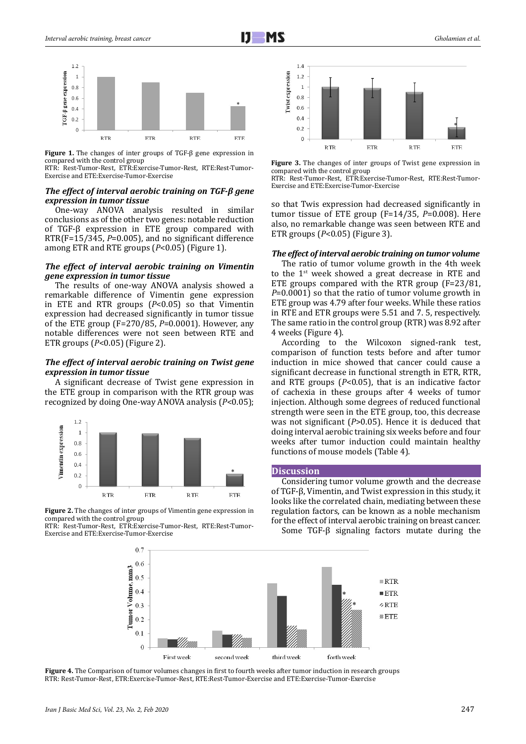**Figure 1.** The changes of inter groups of TGF-β gene expression in compared with the control group
RTR: Rest-Tumor-Rest, ETR:Exercise-Tumor-Rest, RTE:Rest-Tumor-Exercise and ETE:Exercise-Tumor-Exercise

### *The effect of interval aerobic training on TGF-β gene expression in tumor tissue*

One-way ANOVA analysis resulted in similar conclusions as of the other two genes: notable reduction of TGF-β expression in ETE group compared with RTR(F=15/345, *P*=0.005), and no significant difference among ETR and RTE groups (*P*<0.05) (Figure 1).

### *The effect of interval aerobic training on Vimentin gene expression in tumor tissue*

The results of one-way ANOVA analysis showed a remarkable difference of Vimentin gene expression in ETE and RTR groups (*P*<0.05) so that Vimentin expression had decreased significantly in tumor tissue of the ETE group (F=270/85, *P*=0.0001). However, any notable differences were not seen between RTE and ETR groups (*P*<0.05) (Figure 2).

### *The effect of interval aerobic training on Twist gene expression in tumor tissue*

A significant decrease of Twist gene expression in the ETE group in comparison with the RTR group was recognized by doing One-way ANOVA analysis (*P*<0.05); so that Twis expression had decreased significantly in tumor tissue of ETE group (F=14/35, *P*=0.008). Here also, no remarkable change was seen between RTE and ETR groups (*P*<0.05) (Figure 3).

**Figure 2.** The changes of inter groups of Vimentin gene expression in compared with the control group
RTR: Rest-Tumor-Rest, ETR:Exercise-Tumor-Rest, RTE:Rest-Tumor-Exercise and ETE:Exercise-Tumor-Exercise

**Figure 3.** The changes of inter groups of Twist gene expression in compared with the control group
RTR: Rest-Tumor-Rest, ETR:Exercise-Tumor-Rest, RTE:Rest-Tumor-Exercise and ETE:Exercise-Tumor-Exercise

### *The effect of interval aerobic training on tumor volume*

The ratio of tumor volume growth in the 4th week to the 1st week showed a great decrease in RTE and ETE groups compared with the RTR group (F=23/81, *P*=0.0001) so that the ratio of tumor volume growth in ETE group was 4.79 after four weeks. While these ratios in RTE and ETR groups were 5.51 and 7. 5, respectively. The same ratio in the control group (RTR) was 8.92 after 4 weeks (Figure 4).

According to the Wilcoxon signed-rank test, comparison of function tests before and after tumor induction in mice showed that cancer could cause a significant decrease in functional strength in ETR, RTR, and RTE groups (*P*<0.05), that is an indicative factor of cachexia in these groups after 4 weeks of tumor injection. Although some degrees of reduced functional strength were seen in the ETE group, too, this decrease was not significant (*P*>0.05). Hence it is deduced that doing interval aerobic training six weeks before and four weeks after tumor induction could maintain healthy functions of mouse models (Table 4).

## Discussion

Considering tumor volume growth and the decrease of TGF-β, Vimentin, and Twist expression in this study, it looks like the correlated chain, mediating between these regulation factors, can be known as a noble mechanism for the effect of interval aerobic training on breast cancer.

Some TGF-β signaling factors mutate during the

**Figure 4.** The Comparison of tumor volumes changes in first to fourth weeks after tumor induction in research groups
RTR: Rest-Tumor-Rest, ETR:Exercise-Tumor-Rest, RTE:Rest-Tumor-Exercise and ETE:Exercise-Tumor-Exercise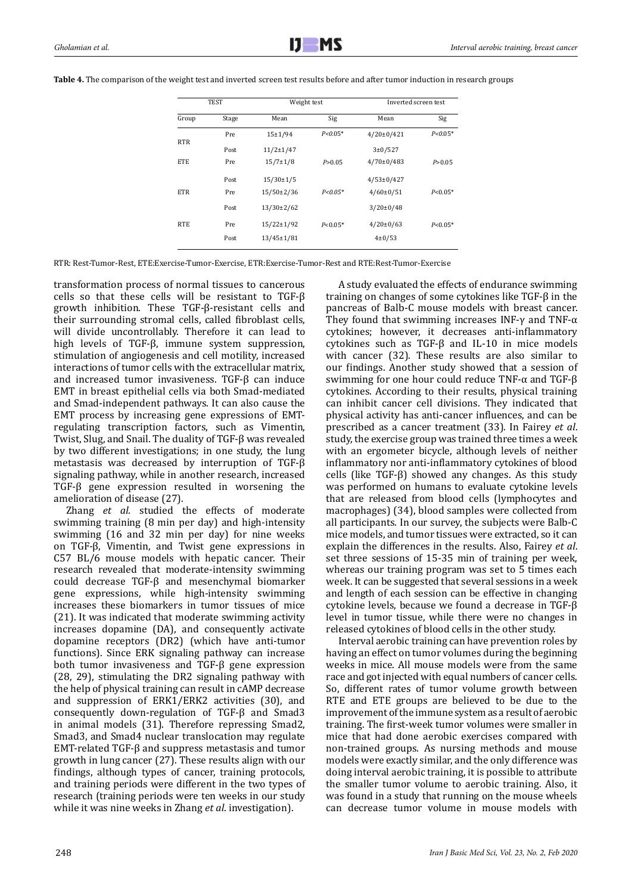**Table 4.** The comparison of the weight test and inverted screen test results before and after tumor induction in research groups

| TEST | | Weight test | | Inverted screen test | |
|---|---|---|---|---|---|
| Group | Stage | Mean | Sig | Mean | Sig |
| RTR | Pre | 15±1/94 | *P<0.05\** | 4/20±0/421 | *P<0.05\** |
| | Post | 11/2±1/47 | | 3±0/527 | |
| ETE | Pre | 15/7±1/8 | *P*>0.05 | 4/70±0/483 | *P*>0.05 |
| | Post | 15/30±1/5 | | 4/53±0/427 | |
| ETR | Pre | 15/50±2/36 | *P<0.05\** | 4/60±0/51 | *P*<0.05\* |
| | Post | 13/30±2/62 | | 3/20±0/48 | |
| RTE | Pre | 15/22±1/92 | *P*<0.05\* | 4/20±0/63 | *P*<0.05\* |
| | Post | 13/45±1/81 | | 4±0/53 | |

RTR: Rest-Tumor-Rest, ETE:Exercise-Tumor-Exercise, ETR:Exercise-Tumor-Rest and RTE:Rest-Tumor-Exercise

transformation process of normal tissues to cancerous cells so that these cells will be resistant to TGF-β growth inhibition. These TGF-β-resistant cells and their surrounding stromal cells, called fibroblast cells, will divide uncontrollably. Therefore it can lead to high levels of TGF-β, immune system suppression, stimulation of angiogenesis and cell motility, increased interactions of tumor cells with the extracellular matrix, and increased tumor invasiveness. TGF-β can induce EMT in breast epithelial cells via both Smad-mediated and Smad-independent pathways. It can also cause the EMT process by increasing gene expressions of EMT-regulating transcription factors, such as Vimentin, Twist, Slug, and Snail. The duality of TGF-β was revealed by two different investigations; in one study, the lung metastasis was decreased by interruption of TGF-β signaling pathway, while in another research, increased TGF-β gene expression resulted in worsening the amelioration of disease (27).

Zhang *et al*. studied the effects of moderate swimming training (8 min per day) and high-intensity swimming (16 and 32 min per day) for nine weeks on TGF-β, Vimentin, and Twist gene expressions in C57 BL/6 mouse models with hepatic cancer. Their research revealed that moderate-intensity swimming could decrease TGF-β and mesenchymal biomarker gene expressions, while high-intensity swimming increases these biomarkers in tumor tissues of mice (21). It was indicated that moderate swimming activity increases dopamine (DA), and consequently activate dopamine receptors (DR2) (which have anti-tumor functions). Since ERK signaling pathway can increase both tumor invasiveness and TGF-β gene expression (28, 29), stimulating the DR2 signaling pathway with the help of physical training can result in cAMP decrease and suppression of ERK1/ERK2 activities (30), and consequently down-regulation of TGF-β and Smad3 in animal models (31). Therefore repressing Smad2, Smad3, and Smad4 nuclear translocation may regulate EMT-related TGF-β and suppress metastasis and tumor growth in lung cancer (27). These results align with our findings, although types of cancer, training protocols, and training periods were different in the two types of research (training periods were ten weeks in our study while it was nine weeks in Zhang *et al*. investigation).

A study evaluated the effects of endurance swimming training on changes of some cytokines like TGF-β in the pancreas of Balb-C mouse models with breast cancer. They found that swimming increases INF-γ and TNF-α cytokines; however, it decreases anti-inflammatory cytokines such as TGF-β and IL-10 in mice models with cancer (32). These results are also similar to our findings. Another study showed that a session of swimming for one hour could reduce TNF-α and TGF-β cytokines. According to their results, physical training can inhibit cancer cell divisions. They indicated that physical activity has anti-cancer influences, and can be prescribed as a cancer treatment (33). In Fairey *et al*. study, the exercise group was trained three times a week with an ergometer bicycle, although levels of neither inflammatory nor anti-inflammatory cytokines of blood cells (like TGF-β) showed any changes. As this study was performed on humans to evaluate cytokine levels that are released from blood cells (lymphocytes and macrophages) (34), blood samples were collected from all participants. In our survey, the subjects were Balb-C mice models, and tumor tissues were extracted, so it can explain the differences in the results. Also, Fairey *et al*. set three sessions of 15-35 min of training per week, whereas our training program was set to 5 times each week. It can be suggested that several sessions in a week and length of each session can be effective in changing cytokine levels, because we found a decrease in TGF-β level in tumor tissue, while there were no changes in released cytokines of blood cells in the other study.

Interval aerobic training can have prevention roles by having an effect on tumor volumes during the beginning weeks in mice. All mouse models were from the same race and got injected with equal numbers of cancer cells. So, different rates of tumor volume growth between RTE and ETE groups are believed to be due to the improvement of the immune system as a result of aerobic training. The first-week tumor volumes were smaller in mice that had done aerobic exercises compared with non-trained groups. As nursing methods and mouse models were exactly similar, and the only difference was doing interval aerobic training, it is possible to attribute the smaller tumor volume to aerobic training. Also, it was found in a study that running on the mouse wheels can decrease tumor volume in mouse models with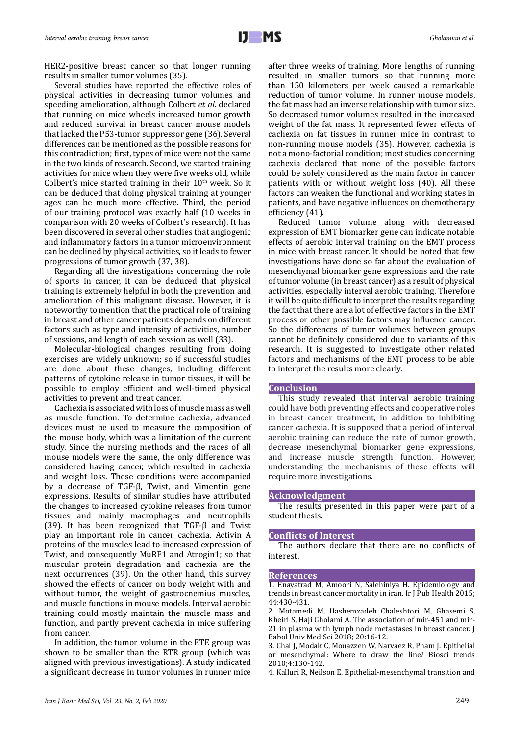HER2-positive breast cancer so that longer running results in smaller tumor volumes (35).

Several studies have reported the effective roles of physical activities in decreasing tumor volumes and speeding amelioration, although Colbert *et al*. declared that running on mice wheels increased tumor growth and reduced survival in breast cancer mouse models that lacked the P53-tumor suppressor gene (36). Several differences can be mentioned as the possible reasons for this contradiction; first, types of mice were not the same in the two kinds of research. Second, we started training activities for mice when they were five weeks old, while Colbert's mice started training in their 10th week. So it can be deduced that doing physical training at younger ages can be much more effective. Third, the period of our training protocol was exactly half (10 weeks in comparison with 20 weeks of Colbert's research). It has been discovered in several other studies that angiogenic and inflammatory factors in a tumor microenvironment can be declined by physical activities, so it leads to fewer progressions of tumor growth (37, 38).

Regarding all the investigations concerning the role of sports in cancer, it can be deduced that physical training is extremely helpful in both the prevention and amelioration of this malignant disease. However, it is noteworthy to mention that the practical role of training in breast and other cancer patients depends on different factors such as type and intensity of activities, number of sessions, and length of each session as well (33).

Molecular-biological changes resulting from doing exercises are widely unknown; so if successful studies are done about these changes, including different patterns of cytokine release in tumor tissues, it will be possible to employ efficient and well-timed physical activities to prevent and treat cancer.

Cachexia is associated with loss of muscle mass as well as muscle function. To determine cachexia, advanced devices must be used to measure the composition of the mouse body, which was a limitation of the current study. Since the nursing methods and the races of all mouse models were the same, the only difference was considered having cancer, which resulted in cachexia and weight loss. These conditions were accompanied by a decrease of TGF-β, Twist, and Vimentin gene expressions. Results of similar studies have attributed the changes to increased cytokine releases from tumor tissues and mainly macrophages and neutrophils (39). It has been recognized that TGF-β and Twist play an important role in cancer cachexia. Activin A proteins of the muscles lead to increased expression of Twist, and consequently MuRF1 and Atrogin1; so that muscular protein degradation and cachexia are the next occurrences (39). On the other hand, this survey showed the effects of cancer on body weight with and without tumor, the weight of gastrocnemius muscles, and muscle functions in mouse models. Interval aerobic training could mostly maintain the muscle mass and function, and partly prevent cachexia in mice suffering from cancer.

In addition, the tumor volume in the ETE group was shown to be smaller than the RTR group (which was aligned with previous investigations). A study indicated a significant decrease in tumor volumes in runner mice after three weeks of training. More lengths of running resulted in smaller tumors so that running more than 150 kilometers per week caused a remarkable reduction of tumor volume. In runner mouse models, the fat mass had an inverse relationship with tumor size. So decreased tumor volumes resulted in the increased weight of the fat mass. It represented fewer effects of cachexia on fat tissues in runner mice in contrast to non-running mouse models (35). However, cachexia is not a mono-factorial condition; most studies concerning cachexia declared that none of the possible factors could be solely considered as the main factor in cancer patients with or without weight loss (40). All these factors can weaken the functional and working states in patients, and have negative influences on chemotherapy efficiency (41).

Reduced tumor volume along with decreased expression of EMT biomarker gene can indicate notable effects of aerobic interval training on the EMT process in mice with breast cancer. It should be noted that few investigations have done so far about the evaluation of mesenchymal biomarker gene expressions and the rate of tumor volume (in breast cancer) as a result of physical activities, especially interval aerobic training. Therefore it will be quite difficult to interpret the results regarding the fact that there are a lot of effective factors in the EMT process or other possible factors may influence cancer. So the differences of tumor volumes between groups cannot be definitely considered due to variants of this research. It is suggested to investigate other related factors and mechanisms of the EMT process to be able to interpret the results more clearly.

## Conclusion

This study revealed that interval aerobic training could have both preventing effects and cooperative roles in breast cancer treatment, in addition to inhibiting cancer cachexia. It is supposed that a period of interval aerobic training can reduce the rate of tumor growth, decrease mesenchymal biomarker gene expressions, and increase muscle strength function. However, understanding the mechanisms of these effects will require more investigations.

## Acknowledgment

The results presented in this paper were part of a student thesis.

## Conflicts of Interest

The authors declare that there are no conflicts of interest.

## References

1. Enayatrad M, Amoori N, Salehiniya H. Epidemiology and trends in breast cancer mortality in iran. Ir J Pub Health 2015; 44:430-431.
2. Motamedi M, Hashemzadeh Chaleshtori M, Ghasemi S, Kheiri S, Haji Gholami A. The association of mir-451 and mir-21 in plasma with lymph node metastases in breast cancer. J Babol Univ Med Sci 2018; 20:16-12.
3. Chai J, Modak C, Mouazzen W, Narvaez R, Pham J. Epithelial or mesenchymal: Where to draw the line? Biosci trends 2010;4:130-142.
4. Kalluri R, Neilson E. Epithelial-mesenchymal transition and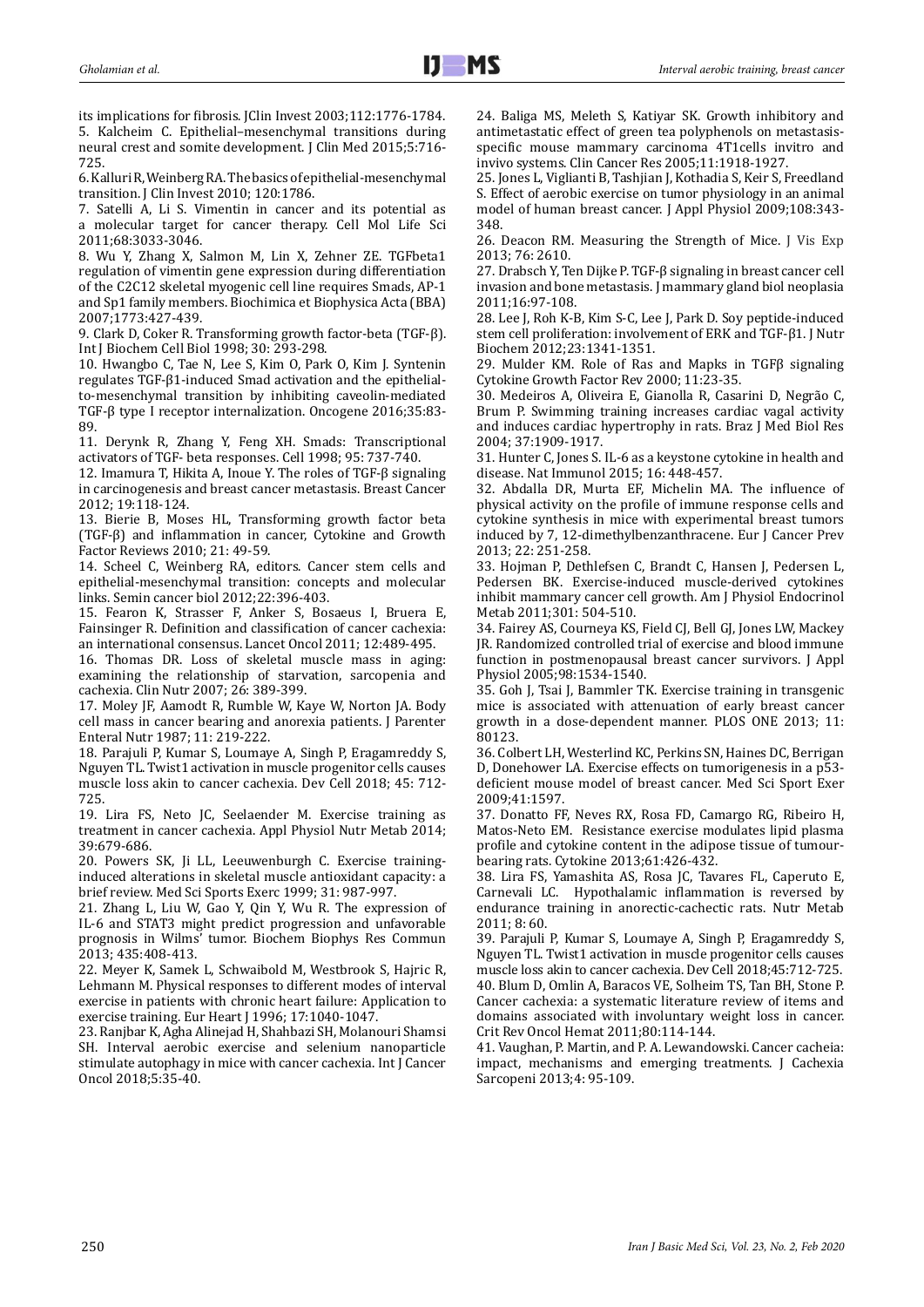its implications for fibrosis. JClin Invest 2003;112:1776-1784.

5. Kalcheim C. Epithelial–mesenchymal transitions during neural crest and somite development. J Clin Med 2015;5:716-725.

6. Kalluri R, Weinberg RA. The basics of epithelial-mesenchymal transition. J Clin Invest 2010; 120:1786.

7. Satelli A, Li S. Vimentin in cancer and its potential as a molecular target for cancer therapy. Cell Mol Life Sci 2011;68:3033-3046.

8. Wu Y, Zhang X, Salmon M, Lin X, Zehner ZE. TGFbeta1 regulation of vimentin gene expression during differentiation of the C2C12 skeletal myogenic cell line requires Smads, AP-1 and Sp1 family members. Biochimica et Biophysica Acta (BBA) 2007;1773:427-439.

9. Clark D, Coker R. Transforming growth factor-beta (TGF-β). Int J Biochem Cell Biol 1998; 30: 293-298.

10. Hwangbo C, Tae N, Lee S, Kim O, Park O, Kim J. Syntenin regulates TGF-β1-induced Smad activation and the epithelial-to-mesenchymal transition by inhibiting caveolin-mediated TGF-β type I receptor internalization. Oncogene 2016;35:83-89.

11. Derynk R, Zhang Y, Feng XH. Smads: Transcriptional activators of TGF- beta responses. Cell 1998; 95: 737-740.

12. Imamura T, Hikita A, Inoue Y. The roles of TGF-β signaling in carcinogenesis and breast cancer metastasis. Breast Cancer 2012; 19:118-124.

13. Bierie B, Moses HL, Transforming growth factor beta (TGF-β) and inflammation in cancer, Cytokine and Growth Factor Reviews 2010; 21: 49-59.

14. Scheel C, Weinberg RA, editors. Cancer stem cells and epithelial-mesenchymal transition: concepts and molecular links. Semin cancer biol 2012;22:396-403.

15. Fearon K, Strasser F, Anker S, Bosaeus I, Bruera E, Fainsinger R. Definition and classification of cancer cachexia: an international consensus. Lancet Oncol 2011; 12:489-495.

16. Thomas DR. Loss of skeletal muscle mass in aging: examining the relationship of starvation, sarcopenia and cachexia. Clin Nutr 2007; 26: 389-399.

17. Moley JF, Aamodt R, Rumble W, Kaye W, Norton JA. Body cell mass in cancer bearing and anorexia patients. J Parenter Enteral Nutr 1987; 11: 219-222.

18. Parajuli P, Kumar S, Loumaye A, Singh P, Eragamreddy S, Nguyen TL. Twist1 activation in muscle progenitor cells causes muscle loss akin to cancer cachexia. Dev Cell 2018; 45: 712-725.

19. Lira FS, Neto JC, Seelaender M. Exercise training as treatment in cancer cachexia. Appl Physiol Nutr Metab 2014; 39:679-686.

20. Powers SK, Ji LL, Leeuwenburgh C. Exercise training-induced alterations in skeletal muscle antioxidant capacity: a brief review. Med Sci Sports Exerc 1999; 31: 987-997.

21. Zhang L, Liu W, Gao Y, Qin Y, Wu R. The expression of IL-6 and STAT3 might predict progression and unfavorable prognosis in Wilms' tumor. Biochem Biophys Res Commun 2013; 435:408-413.

22. Meyer K, Samek L, Schwaibold M, Westbrook S, Hajric R, Lehmann M. Physical responses to different modes of interval exercise in patients with chronic heart failure: Application to exercise training. Eur Heart J 1996; 17:1040-1047.

23. Ranjbar K, Agha Alinejad H, Shahbazi SH, Molanouri Shamsi SH. Interval aerobic exercise and selenium nanoparticle stimulate autophagy in mice with cancer cachexia. Int J Cancer Oncol 2018;5:35-40.

24. Baliga MS, Meleth S, Katiyar SK. Growth inhibitory and antimetastatic effect of green tea polyphenols on metastasis-specific mouse mammary carcinoma 4T1cells invitro and invivo systems. Clin Cancer Res 2005;11:1918-1927.

25. Jones L, Viglianti B, Tashjian J, Kothadia S, Keir S, Freedland S. Effect of aerobic exercise on tumor physiology in an animal model of human breast cancer. J Appl Physiol 2009;108:343-348.

26. Deacon RM. Measuring the Strength of Mice. J Vis Exp 2013; 76: 2610.

27. Drabsch Y, Ten Dijke P. TGF-β signaling in breast cancer cell invasion and bone metastasis. J mammary gland biol neoplasia 2011;16:97-108.

28. Lee J, Roh K-B, Kim S-C, Lee J, Park D. Soy peptide-induced stem cell proliferation: involvement of ERK and TGF-β1. J Nutr Biochem 2012;23:1341-1351.

29. Mulder KM. Role of Ras and Mapks in TGFβ signaling Cytokine Growth Factor Rev 2000; 11:23-35.

30. Medeiros A, Oliveira E, Gianolla R, Casarini D, Negrão C, Brum P. Swimming training increases cardiac vagal activity and induces cardiac hypertrophy in rats. Braz J Med Biol Res 2004; 37:1909-1917.

31. Hunter C, Jones S. IL-6 as a keystone cytokine in health and disease. Nat Immunol 2015; 16: 448-457.

32. Abdalla DR, Murta EF, Michelin MA. The influence of physical activity on the profile of immune response cells and cytokine synthesis in mice with experimental breast tumors induced by 7, 12-dimethylbenzanthracene. Eur J Cancer Prev 2013; 22: 251-258.

33. Hojman P, Dethlefsen C, Brandt C, Hansen J, Pedersen L, Pedersen BK. Exercise-induced muscle-derived cytokines inhibit mammary cancer cell growth. Am J Physiol Endocrinol Metab 2011;301: 504-510.

34. Fairey AS, Courneya KS, Field CJ, Bell GJ, Jones LW, Mackey JR. Randomized controlled trial of exercise and blood immune function in postmenopausal breast cancer survivors. J Appl Physiol 2005;98:1534-1540.

35. Goh J, Tsai J, Bammler TK. Exercise training in transgenic mice is associated with attenuation of early breast cancer growth in a dose-dependent manner. PLOS ONE 2013; 11: 80123.

36. Colbert LH, Westerlind KC, Perkins SN, Haines DC, Berrigan D, Donehower LA. Exercise effects on tumorigenesis in a p53-deficient mouse model of breast cancer. Med Sci Sport Exer 2009;41:1597.

37. Donatto FF, Neves RX, Rosa FD, Camargo RG, Ribeiro H, Matos-Neto EM. Resistance exercise modulates lipid plasma profile and cytokine content in the adipose tissue of tumour-bearing rats. Cytokine 2013;61:426-432.

38. Lira FS, Yamashita AS, Rosa JC, Tavares FL, Caperuto E, Carnevali LC. Hypothalamic inflammation is reversed by endurance training in anorectic-cachectic rats. Nutr Metab 2011; 8: 60.

39. Parajuli P, Kumar S, Loumaye A, Singh P, Eragamreddy S, Nguyen TL. Twist1 activation in muscle progenitor cells causes muscle loss akin to cancer cachexia. Dev Cell 2018;45:712-725.

40. Blum D, Omlin A, Baracos VE, Solheim TS, Tan BH, Stone P. Cancer cachexia: a systematic literature review of items and domains associated with involuntary weight loss in cancer. Crit Rev Oncol Hemat 2011;80:114-144.

41. Vaughan, P. Martin, and P. A. Lewandowski. Cancer cacheia: impact, mechanisms and emerging treatments. J Cachexia Sarcopeni 2013;4: 95-109.